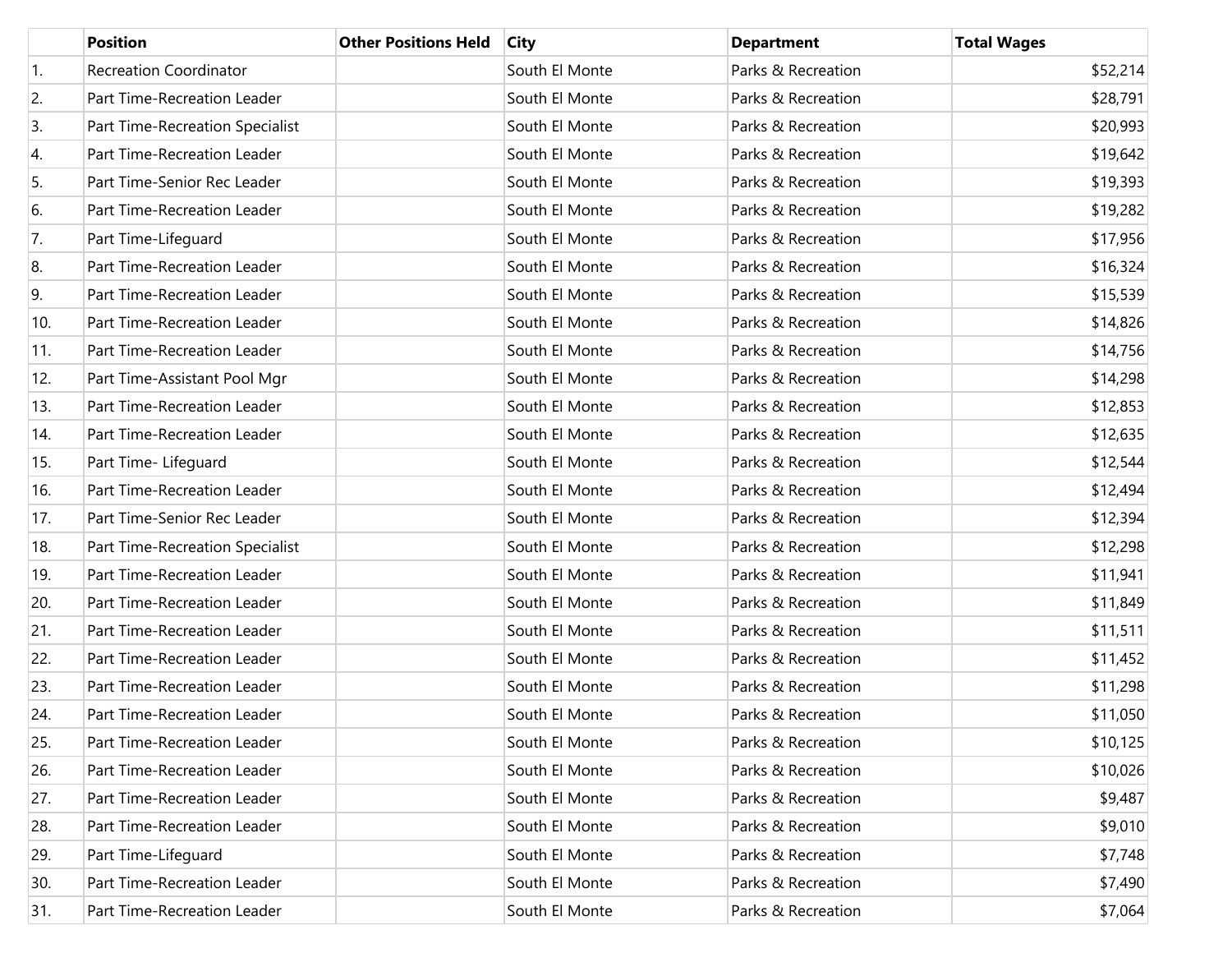| | Position | Other Positions Held | City | Department | Total Wages |
|---|---|---|---|---|---|
| 1. | Recreation Coordinator | | South El Monte | Parks & Recreation | $52,214 |
| 2. | Part Time-Recreation Leader | | South El Monte | Parks & Recreation | $28,791 |
| 3. | Part Time-Recreation Specialist | | South El Monte | Parks & Recreation | $20,993 |
| 4. | Part Time-Recreation Leader | | South El Monte | Parks & Recreation | $19,642 |
| 5. | Part Time-Senior Rec Leader | | South El Monte | Parks & Recreation | $19,393 |
| 6. | Part Time-Recreation Leader | | South El Monte | Parks & Recreation | $19,282 |
| 7. | Part Time-Lifeguard | | South El Monte | Parks & Recreation | $17,956 |
| 8. | Part Time-Recreation Leader | | South El Monte | Parks & Recreation | $16,324 |
| 9. | Part Time-Recreation Leader | | South El Monte | Parks & Recreation | $15,539 |
| 10. | Part Time-Recreation Leader | | South El Monte | Parks & Recreation | $14,826 |
| 11. | Part Time-Recreation Leader | | South El Monte | Parks & Recreation | $14,756 |
| 12. | Part Time-Assistant Pool Mgr | | South El Monte | Parks & Recreation | $14,298 |
| 13. | Part Time-Recreation Leader | | South El Monte | Parks & Recreation | $12,853 |
| 14. | Part Time-Recreation Leader | | South El Monte | Parks & Recreation | $12,635 |
| 15. | Part Time- Lifeguard | | South El Monte | Parks & Recreation | $12,544 |
| 16. | Part Time-Recreation Leader | | South El Monte | Parks & Recreation | $12,494 |
| 17. | Part Time-Senior Rec Leader | | South El Monte | Parks & Recreation | $12,394 |
| 18. | Part Time-Recreation Specialist | | South El Monte | Parks & Recreation | $12,298 |
| 19. | Part Time-Recreation Leader | | South El Monte | Parks & Recreation | $11,941 |
| 20. | Part Time-Recreation Leader | | South El Monte | Parks & Recreation | $11,849 |
| 21. | Part Time-Recreation Leader | | South El Monte | Parks & Recreation | $11,511 |
| 22. | Part Time-Recreation Leader | | South El Monte | Parks & Recreation | $11,452 |
| 23. | Part Time-Recreation Leader | | South El Monte | Parks & Recreation | $11,298 |
| 24. | Part Time-Recreation Leader | | South El Monte | Parks & Recreation | $11,050 |
| 25. | Part Time-Recreation Leader | | South El Monte | Parks & Recreation | $10,125 |
| 26. | Part Time-Recreation Leader | | South El Monte | Parks & Recreation | $10,026 |
| 27. | Part Time-Recreation Leader | | South El Monte | Parks & Recreation | $9,487 |
| 28. | Part Time-Recreation Leader | | South El Monte | Parks & Recreation | $9,010 |
| 29. | Part Time-Lifeguard | | South El Monte | Parks & Recreation | $7,748 |
| 30. | Part Time-Recreation Leader | | South El Monte | Parks & Recreation | $7,490 |
| 31. | Part Time-Recreation Leader | | South El Monte | Parks & Recreation | $7,064 |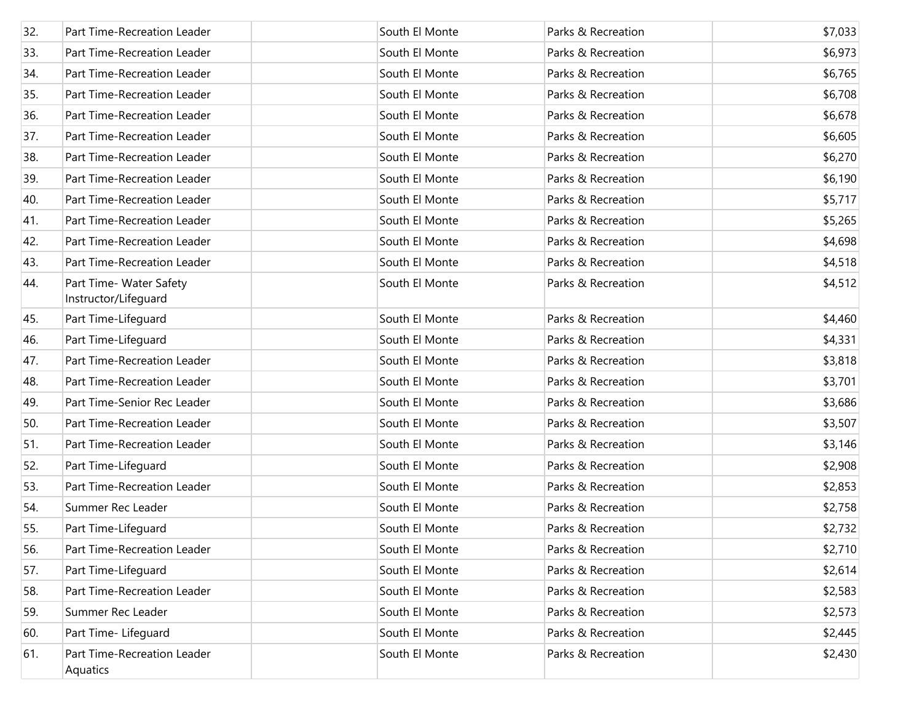| | | | | | |
|---|---|---|---|---|---|
| 32. | Part Time-Recreation Leader | | South El Monte | Parks & Recreation | $7,033 |
| 33. | Part Time-Recreation Leader | | South El Monte | Parks & Recreation | $6,973 |
| 34. | Part Time-Recreation Leader | | South El Monte | Parks & Recreation | $6,765 |
| 35. | Part Time-Recreation Leader | | South El Monte | Parks & Recreation | $6,708 |
| 36. | Part Time-Recreation Leader | | South El Monte | Parks & Recreation | $6,678 |
| 37. | Part Time-Recreation Leader | | South El Monte | Parks & Recreation | $6,605 |
| 38. | Part Time-Recreation Leader | | South El Monte | Parks & Recreation | $6,270 |
| 39. | Part Time-Recreation Leader | | South El Monte | Parks & Recreation | $6,190 |
| 40. | Part Time-Recreation Leader | | South El Monte | Parks & Recreation | $5,717 |
| 41. | Part Time-Recreation Leader | | South El Monte | Parks & Recreation | $5,265 |
| 42. | Part Time-Recreation Leader | | South El Monte | Parks & Recreation | $4,698 |
| 43. | Part Time-Recreation Leader | | South El Monte | Parks & Recreation | $4,518 |
| 44. | Part Time- Water Safety Instructor/Lifeguard | | South El Monte | Parks & Recreation | $4,512 |
| 45. | Part Time-Lifeguard | | South El Monte | Parks & Recreation | $4,460 |
| 46. | Part Time-Lifeguard | | South El Monte | Parks & Recreation | $4,331 |
| 47. | Part Time-Recreation Leader | | South El Monte | Parks & Recreation | $3,818 |
| 48. | Part Time-Recreation Leader | | South El Monte | Parks & Recreation | $3,701 |
| 49. | Part Time-Senior Rec Leader | | South El Monte | Parks & Recreation | $3,686 |
| 50. | Part Time-Recreation Leader | | South El Monte | Parks & Recreation | $3,507 |
| 51. | Part Time-Recreation Leader | | South El Monte | Parks & Recreation | $3,146 |
| 52. | Part Time-Lifeguard | | South El Monte | Parks & Recreation | $2,908 |
| 53. | Part Time-Recreation Leader | | South El Monte | Parks & Recreation | $2,853 |
| 54. | Summer Rec Leader | | South El Monte | Parks & Recreation | $2,758 |
| 55. | Part Time-Lifeguard | | South El Monte | Parks & Recreation | $2,732 |
| 56. | Part Time-Recreation Leader | | South El Monte | Parks & Recreation | $2,710 |
| 57. | Part Time-Lifeguard | | South El Monte | Parks & Recreation | $2,614 |
| 58. | Part Time-Recreation Leader | | South El Monte | Parks & Recreation | $2,583 |
| 59. | Summer Rec Leader | | South El Monte | Parks & Recreation | $2,573 |
| 60. | Part Time- Lifeguard | | South El Monte | Parks & Recreation | $2,445 |
| 61. | Part Time-Recreation Leader Aquatics | | South El Monte | Parks & Recreation | $2,430 |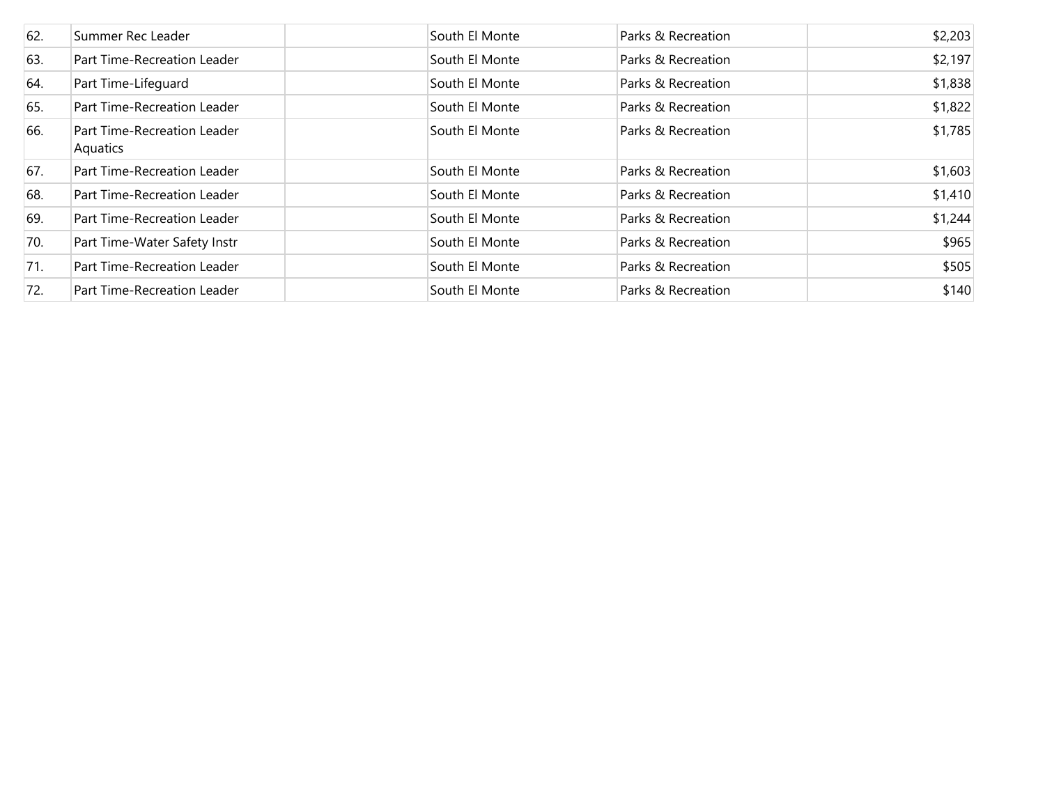| | | | | | |
|---|---|---|---|---|---|
| 62. | Summer Rec Leader | | South El Monte | Parks & Recreation | $2,203 |
| 63. | Part Time-Recreation Leader | | South El Monte | Parks & Recreation | $2,197 |
| 64. | Part Time-Lifeguard | | South El Monte | Parks & Recreation | $1,838 |
| 65. | Part Time-Recreation Leader | | South El Monte | Parks & Recreation | $1,822 |
| 66. | Part Time-Recreation Leader Aquatics | | South El Monte | Parks & Recreation | $1,785 |
| 67. | Part Time-Recreation Leader | | South El Monte | Parks & Recreation | $1,603 |
| 68. | Part Time-Recreation Leader | | South El Monte | Parks & Recreation | $1,410 |
| 69. | Part Time-Recreation Leader | | South El Monte | Parks & Recreation | $1,244 |
| 70. | Part Time-Water Safety Instr | | South El Monte | Parks & Recreation | $965 |
| 71. | Part Time-Recreation Leader | | South El Monte | Parks & Recreation | $505 |
| 72. | Part Time-Recreation Leader | | South El Monte | Parks & Recreation | $140 |